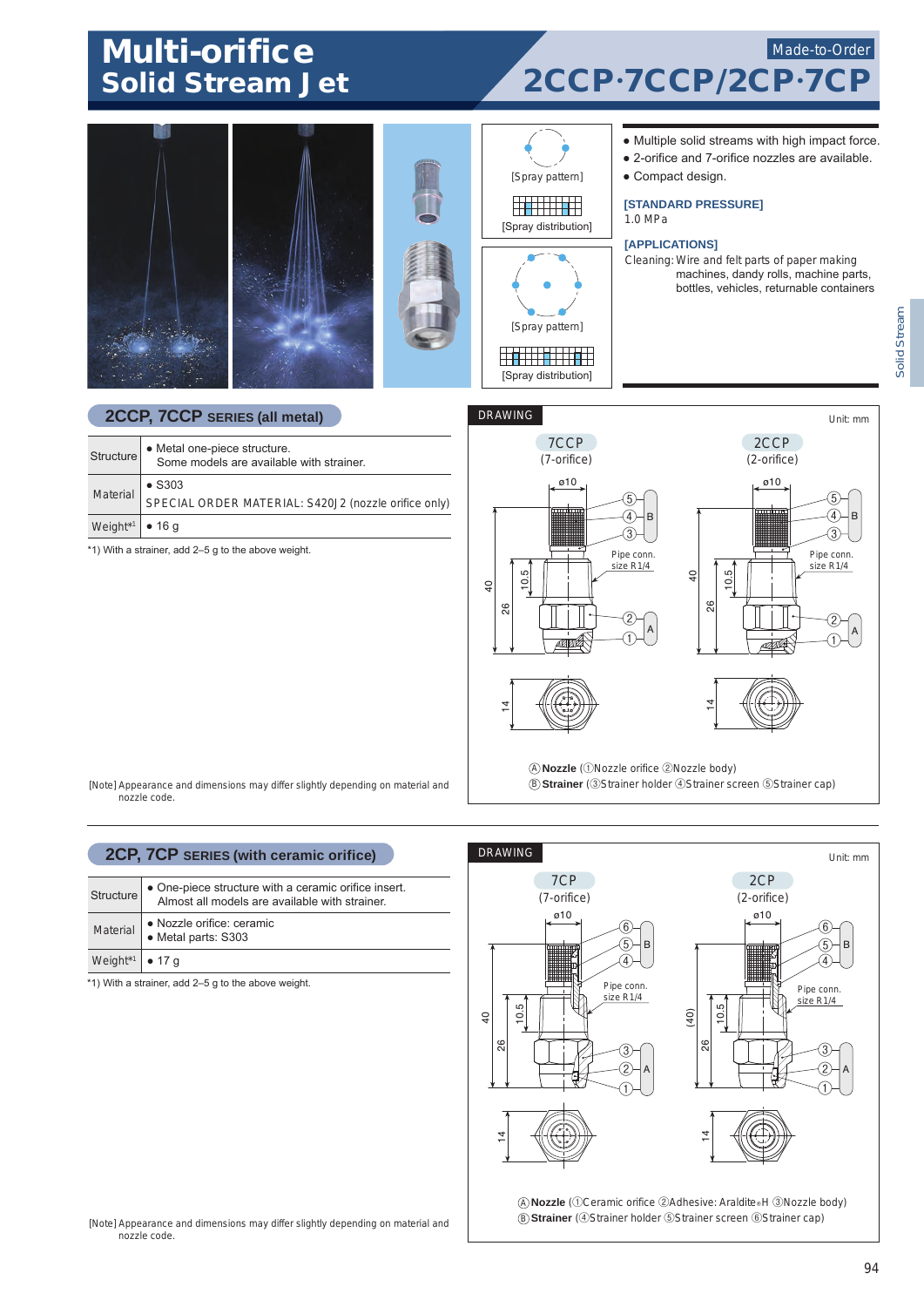# Multi-orifice Solid Stream Jet

Made-to-Order

## 2CCP·7CCP/2CP·7CP

[Spray pattern]

[Spray distribution]

[Spray pattern]

[Spray distribution]

- Multiple solid streams with high impact force.
- 2-orifice and 7-orifice nozzles are available.
- Compact design.

**[STANDARD PRESSURE]**
1.0 MPa

**[APPLICATIONS]**
Cleaning: Wire and felt parts of paper making machines, dandy rolls, machine parts, bottles, vehicles, returnable containers

Solid Stream

## 2CCP, 7CCP SERIES (all metal)

| | |
|---|---|
| Structure | ● Metal one-piece structure. Some models are available with strainer. |
| Material | ● S303 SPECIAL ORDER MATERIAL: S420J2 (nozzle orifice only) |
| Weight*1 | ● 16 g |

*1) With a strainer, add 2–5 g to the above weight.

[Note] Appearance and dimensions may differ slightly depending on material and nozzle code.

### DRAWING

Unit: mm

7CCP (7-orifice) 2CCP (2-orifice)

Ⓐ **Nozzle** (①Nozzle orifice ②Nozzle body)
Ⓑ **Strainer** (③Strainer holder ④Strainer screen ⑤Strainer cap)

## 2CP, 7CP SERIES (with ceramic orifice)

| | |
|---|---|
| Structure | ● One-piece structure with a ceramic orifice insert. Almost all models are available with strainer. |
| Material | ● Nozzle orifice: ceramic ● Metal parts: S303 |
| Weight*1 | ● 17 g |

*1) With a strainer, add 2–5 g to the above weight.

[Note] Appearance and dimensions may differ slightly depending on material and nozzle code.

### DRAWING

Unit: mm

7CP (7-orifice) 2CP (2-orifice)

Ⓐ **Nozzle** (①Ceramic orifice ②Adhesive: Araldite®H ③Nozzle body)
Ⓑ **Strainer** (④Strainer holder ⑤Strainer screen ⑥Strainer cap)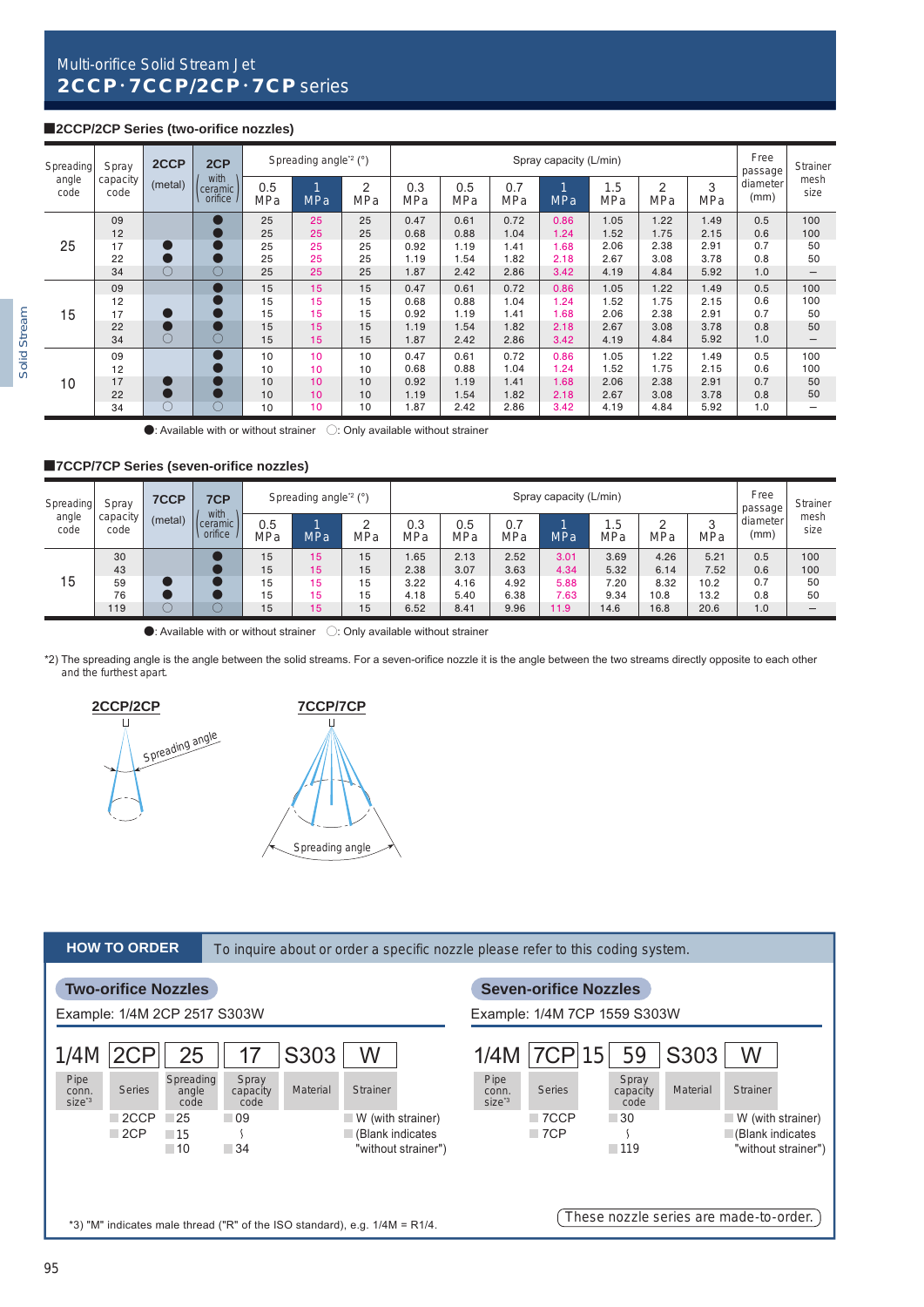# Multi-orifice Solid Stream Jet
## 2CCP·7CCP/2CP·7CP series

### ■2CCP/2CP Series (two-orifice nozzles)

| Spreading angle code | Spray capacity code | 2CCP (metal) | 2CP (with ceramic orifice) | Spreading angle*2 (°) 0.5 MPa | 1 MPa | 2 MPa | Spray capacity (L/min) 0.3 MPa | 0.5 MPa | 0.7 MPa | 1 MPa | 1.5 MPa | 2 MPa | 3 MPa | Free passage diameter (mm) | Strainer mesh size |
|---|---|---|---|---|---|---|---|---|---|---|---|---|---|---|---|
| 25 | 09 | | ● | 25 | 25 | 25 | 0.47 | 0.61 | 0.72 | 0.86 | 1.05 | 1.22 | 1.49 | 0.5 | 100 |
| | 12 | | ● | 25 | 25 | 25 | 0.68 | 0.88 | 1.04 | 1.24 | 1.52 | 1.75 | 2.15 | 0.6 | 100 |
| | 17 | ● | ● | 25 | 25 | 25 | 0.92 | 1.19 | 1.41 | 1.68 | 2.06 | 2.38 | 2.91 | 0.7 | 50 |
| | 22 | ● | ● | 25 | 25 | 25 | 1.19 | 1.54 | 1.82 | 2.18 | 2.67 | 3.08 | 3.78 | 0.8 | 50 |
| | 34 | ○ | ○ | 25 | 25 | 25 | 1.87 | 2.42 | 2.86 | 3.42 | 4.19 | 4.84 | 5.92 | 1.0 | – |
| 15 | 09 | | ● | 15 | 15 | 15 | 0.47 | 0.61 | 0.72 | 0.86 | 1.05 | 1.22 | 1.49 | 0.5 | 100 |
| | 12 | | ● | 15 | 15 | 15 | 0.68 | 0.88 | 1.04 | 1.24 | 1.52 | 1.75 | 2.15 | 0.6 | 100 |
| | 17 | ● | ● | 15 | 15 | 15 | 0.92 | 1.19 | 1.41 | 1.68 | 2.06 | 2.38 | 2.91 | 0.7 | 50 |
| | 22 | ● | ● | 15 | 15 | 15 | 1.19 | 1.54 | 1.82 | 2.18 | 2.67 | 3.08 | 3.78 | 0.8 | 50 |
| | 34 | ○ | ○ | 15 | 15 | 15 | 1.87 | 2.42 | 2.86 | 3.42 | 4.19 | 4.84 | 5.92 | 1.0 | – |
| 10 | 09 | | ● | 10 | 10 | 10 | 0.47 | 0.61 | 0.72 | 0.86 | 1.05 | 1.22 | 1.49 | 0.5 | 100 |
| | 12 | | ● | 10 | 10 | 10 | 0.68 | 0.88 | 1.04 | 1.24 | 1.52 | 1.75 | 2.15 | 0.6 | 100 |
| | 17 | ● | ● | 10 | 10 | 10 | 0.92 | 1.19 | 1.41 | 1.68 | 2.06 | 2.38 | 2.91 | 0.7 | 50 |
| | 22 | ● | ● | 10 | 10 | 10 | 1.19 | 1.54 | 1.82 | 2.18 | 2.67 | 3.08 | 3.78 | 0.8 | 50 |
| | 34 | ○ | ○ | 10 | 10 | 10 | 1.87 | 2.42 | 2.86 | 3.42 | 4.19 | 4.84 | 5.92 | 1.0 | – |

●: Available with or without strainer ○: Only available without strainer

### ■7CCP/7CP Series (seven-orifice nozzles)

| Spreading angle code | Spray capacity code | 7CCP (metal) | 7CP (with ceramic orifice) | Spreading angle*2 (°) 0.5 MPa | 1 MPa | 2 MPa | Spray capacity (L/min) 0.3 MPa | 0.5 MPa | 0.7 MPa | 1 MPa | 1.5 MPa | 2 MPa | 3 MPa | Free passage diameter (mm) | Strainer mesh size |
|---|---|---|---|---|---|---|---|---|---|---|---|---|---|---|---|
| 15 | 30 | | ● | 15 | 15 | 15 | 1.65 | 2.13 | 2.52 | 3.01 | 3.69 | 4.26 | 5.21 | 0.5 | 100 |
| | 43 | | ● | 15 | 15 | 15 | 2.38 | 3.07 | 3.63 | 4.34 | 5.32 | 6.14 | 7.52 | 0.6 | 100 |
| | 59 | ● | ● | 15 | 15 | 15 | 3.22 | 4.16 | 4.92 | 5.88 | 7.20 | 8.32 | 10.2 | 0.7 | 50 |
| | 76 | ● | ● | 15 | 15 | 15 | 4.18 | 5.40 | 6.38 | 7.63 | 9.34 | 10.8 | 13.2 | 0.8 | 50 |
| | 119 | ○ | ○ | 15 | 15 | 15 | 6.52 | 8.41 | 9.96 | 11.9 | 14.6 | 16.8 | 20.6 | 1.0 | – |

●: Available with or without strainer ○: Only available without strainer

*2) The spreading angle is the angle between the solid streams. For a seven-orifice nozzle it is the angle between the two streams directly opposite to each other and the furthest apart.

2CCP/2CP

Spreading angle

7CCP/7CP

Spreading angle

## HOW TO ORDER

To inquire about or order a specific nozzle please refer to this coding system.

### Two-orifice Nozzles

Example: 1/4M 2CP 2517 S303W

| 1/4M | 2CP | 25 | 17 | S303 | W |
|---|---|---|---|---|---|
| Pipe conn. size*3 | Series | Spreading angle code | Spray capacity code | Material | Strainer |
| | 2CCP | 25 | 09 | | W (with strainer) |
| | 2CP | 15 | ⸾ | | (Blank indicates "without strainer") |
| | | 10 | 34 | | |

### Seven-orifice Nozzles

Example: 1/4M 7CP 1559 S303W

| 1/4M | 7CP | 15 | 59 | S303 | W |
|---|---|---|---|---|---|
| Pipe conn. size*3 | Series | | Spray capacity code | Material | Strainer |
| | 7CCP | | 30 | | W (with strainer) |
| | 7CP | | ⸾ | | (Blank indicates "without strainer") |
| | | | 119 | | |

*3) "M" indicates male thread ("R" of the ISO standard), e.g. 1/4M = R1/4.

These nozzle series are made-to-order.